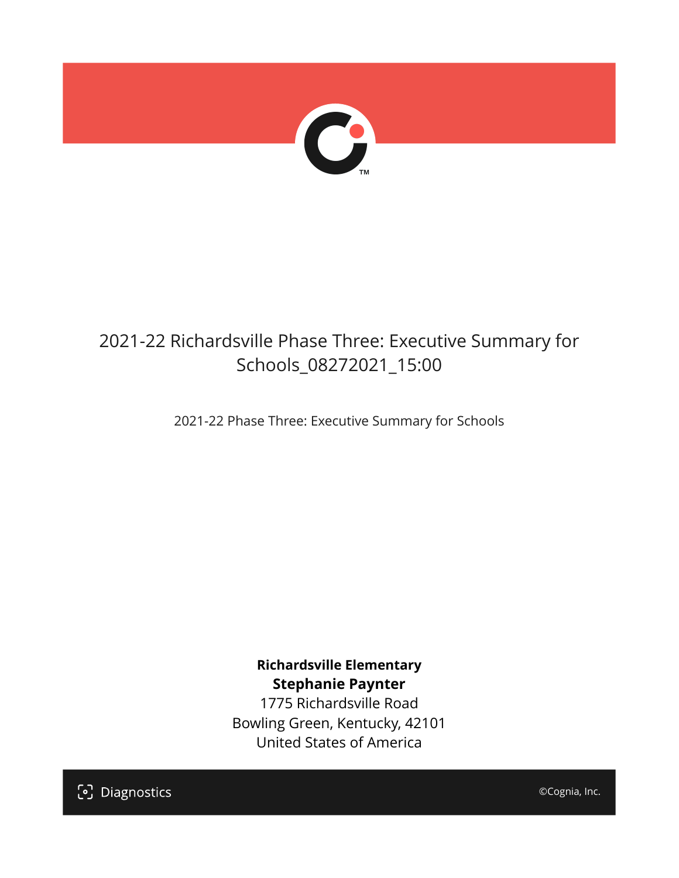# 2021-22 Richardsville Phase Three: Executive Summary for Schools_08272021_15:00

2021-22 Phase Three: Executive Summary for Schools

**Richardsville Elementary**
**Stephanie Paynter**
1775 Richardsville Road
Bowling Green, Kentucky, 42101
United States of America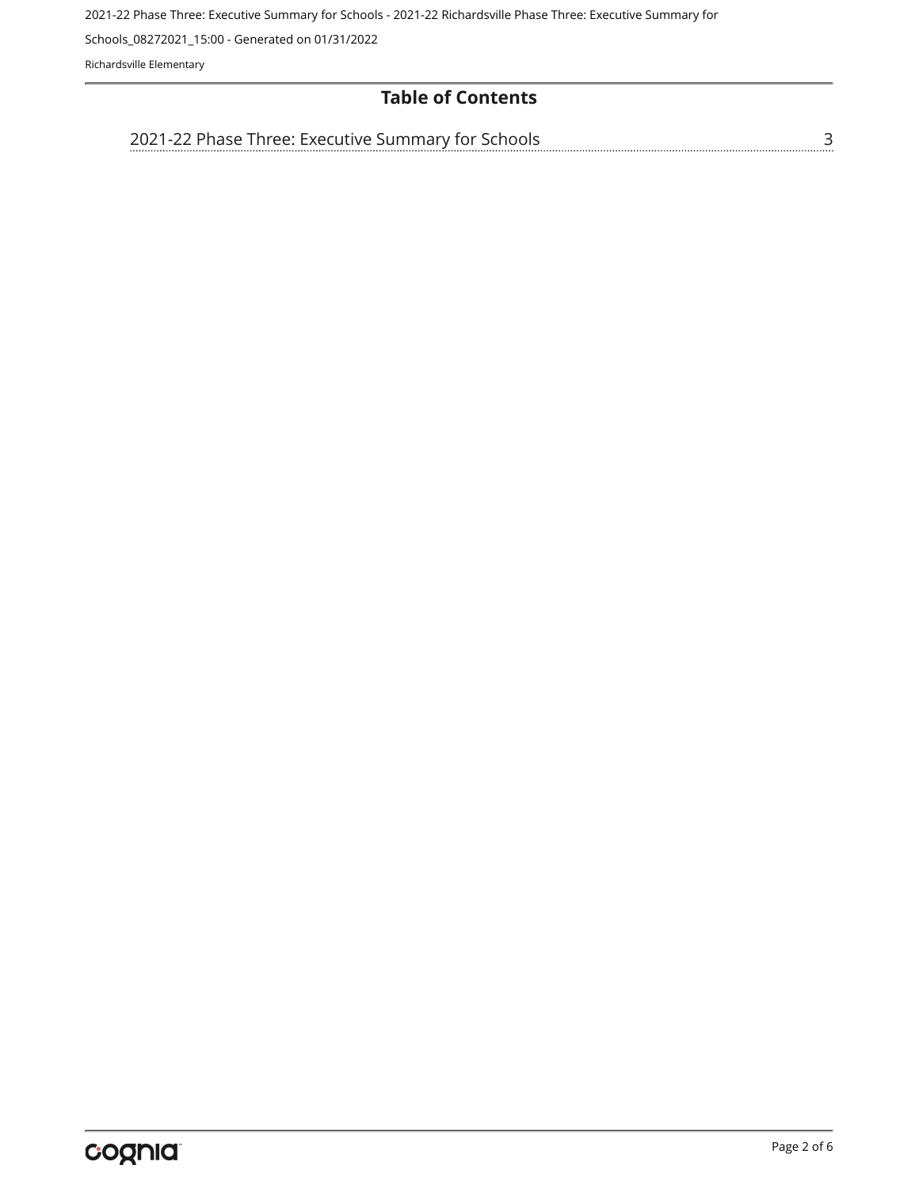## Table of Contents

2021-22 Phase Three: Executive Summary for Schools ........ 3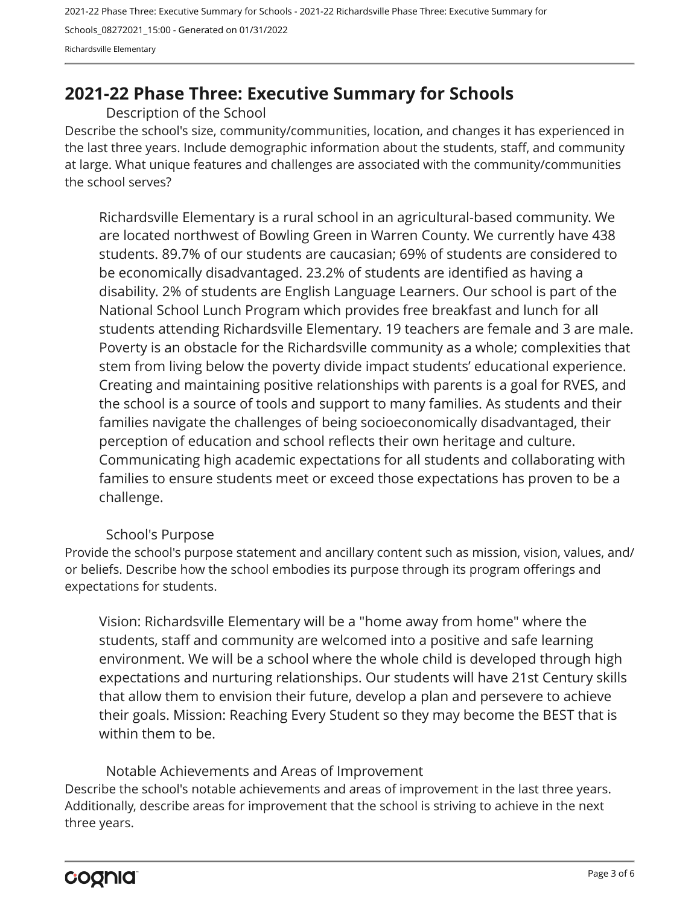## 2021-22 Phase Three: Executive Summary for Schools

### Description of the School

Describe the school's size, community/communities, location, and changes it has experienced in the last three years. Include demographic information about the students, staff, and community at large. What unique features and challenges are associated with the community/communities the school serves?

Richardsville Elementary is a rural school in an agricultural-based community. We are located northwest of Bowling Green in Warren County. We currently have 438 students. 89.7% of our students are caucasian; 69% of students are considered to be economically disadvantaged. 23.2% of students are identified as having a disability. 2% of students are English Language Learners. Our school is part of the National School Lunch Program which provides free breakfast and lunch for all students attending Richardsville Elementary. 19 teachers are female and 3 are male. Poverty is an obstacle for the Richardsville community as a whole; complexities that stem from living below the poverty divide impact students' educational experience. Creating and maintaining positive relationships with parents is a goal for RVES, and the school is a source of tools and support to many families. As students and their families navigate the challenges of being socioeconomically disadvantaged, their perception of education and school reflects their own heritage and culture. Communicating high academic expectations for all students and collaborating with families to ensure students meet or exceed those expectations has proven to be a challenge.

### School's Purpose

Provide the school's purpose statement and ancillary content such as mission, vision, values, and/or beliefs. Describe how the school embodies its purpose through its program offerings and expectations for students.

Vision: Richardsville Elementary will be a "home away from home" where the students, staff and community are welcomed into a positive and safe learning environment. We will be a school where the whole child is developed through high expectations and nurturing relationships. Our students will have 21st Century skills that allow them to envision their future, develop a plan and persevere to achieve their goals. Mission: Reaching Every Student so they may become the BEST that is within them to be.

### Notable Achievements and Areas of Improvement

Describe the school's notable achievements and areas of improvement in the last three years. Additionally, describe areas for improvement that the school is striving to achieve in the next three years.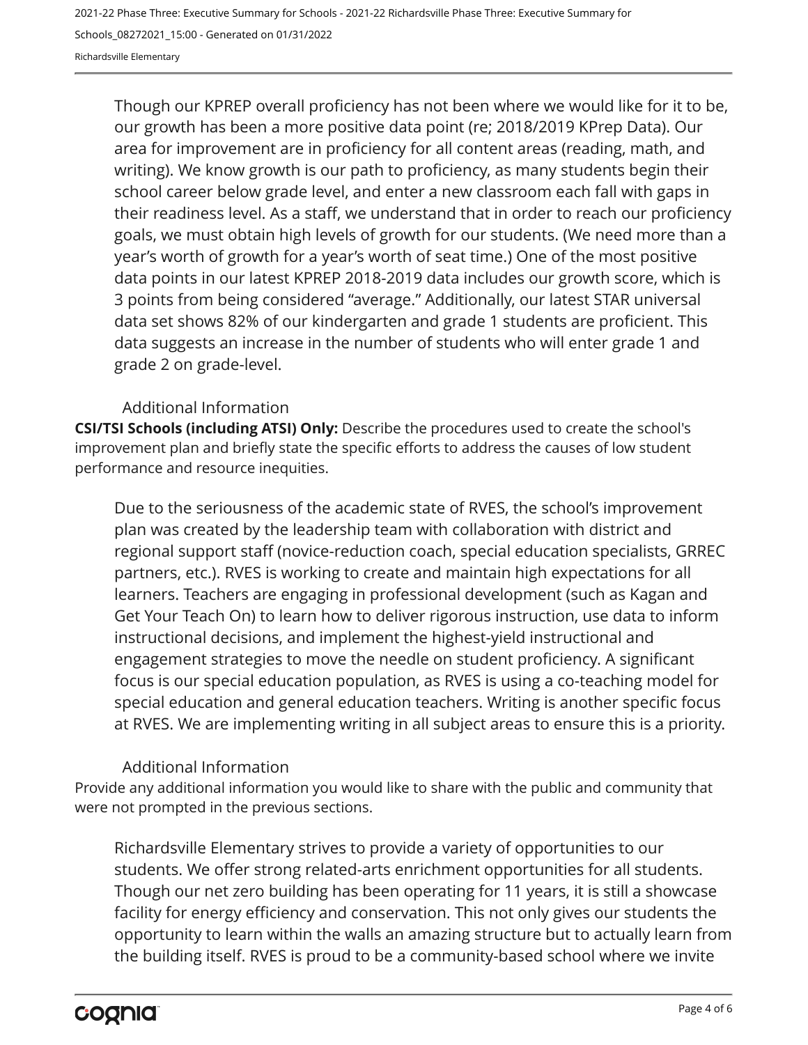Though our KPREP overall proficiency has not been where we would like for it to be, our growth has been a more positive data point (re; 2018/2019 KPrep Data). Our area for improvement are in proficiency for all content areas (reading, math, and writing). We know growth is our path to proficiency, as many students begin their school career below grade level, and enter a new classroom each fall with gaps in their readiness level. As a staff, we understand that in order to reach our proficiency goals, we must obtain high levels of growth for our students. (We need more than a year's worth of growth for a year's worth of seat time.) One of the most positive data points in our latest KPREP 2018-2019 data includes our growth score, which is 3 points from being considered "average." Additionally, our latest STAR universal data set shows 82% of our kindergarten and grade 1 students are proficient. This data suggests an increase in the number of students who will enter grade 1 and grade 2 on grade-level.

## Additional Information

**CSI/TSI Schools (including ATSI) Only:** Describe the procedures used to create the school's improvement plan and briefly state the specific efforts to address the causes of low student performance and resource inequities.

Due to the seriousness of the academic state of RVES, the school's improvement plan was created by the leadership team with collaboration with district and regional support staff (novice-reduction coach, special education specialists, GRREC partners, etc.). RVES is working to create and maintain high expectations for all learners. Teachers are engaging in professional development (such as Kagan and Get Your Teach On) to learn how to deliver rigorous instruction, use data to inform instructional decisions, and implement the highest-yield instructional and engagement strategies to move the needle on student proficiency. A significant focus is our special education population, as RVES is using a co-teaching model for special education and general education teachers. Writing is another specific focus at RVES. We are implementing writing in all subject areas to ensure this is a priority.

## Additional Information

Provide any additional information you would like to share with the public and community that were not prompted in the previous sections.

Richardsville Elementary strives to provide a variety of opportunities to our students. We offer strong related-arts enrichment opportunities for all students. Though our net zero building has been operating for 11 years, it is still a showcase facility for energy efficiency and conservation. This not only gives our students the opportunity to learn within the walls an amazing structure but to actually learn from the building itself. RVES is proud to be a community-based school where we invite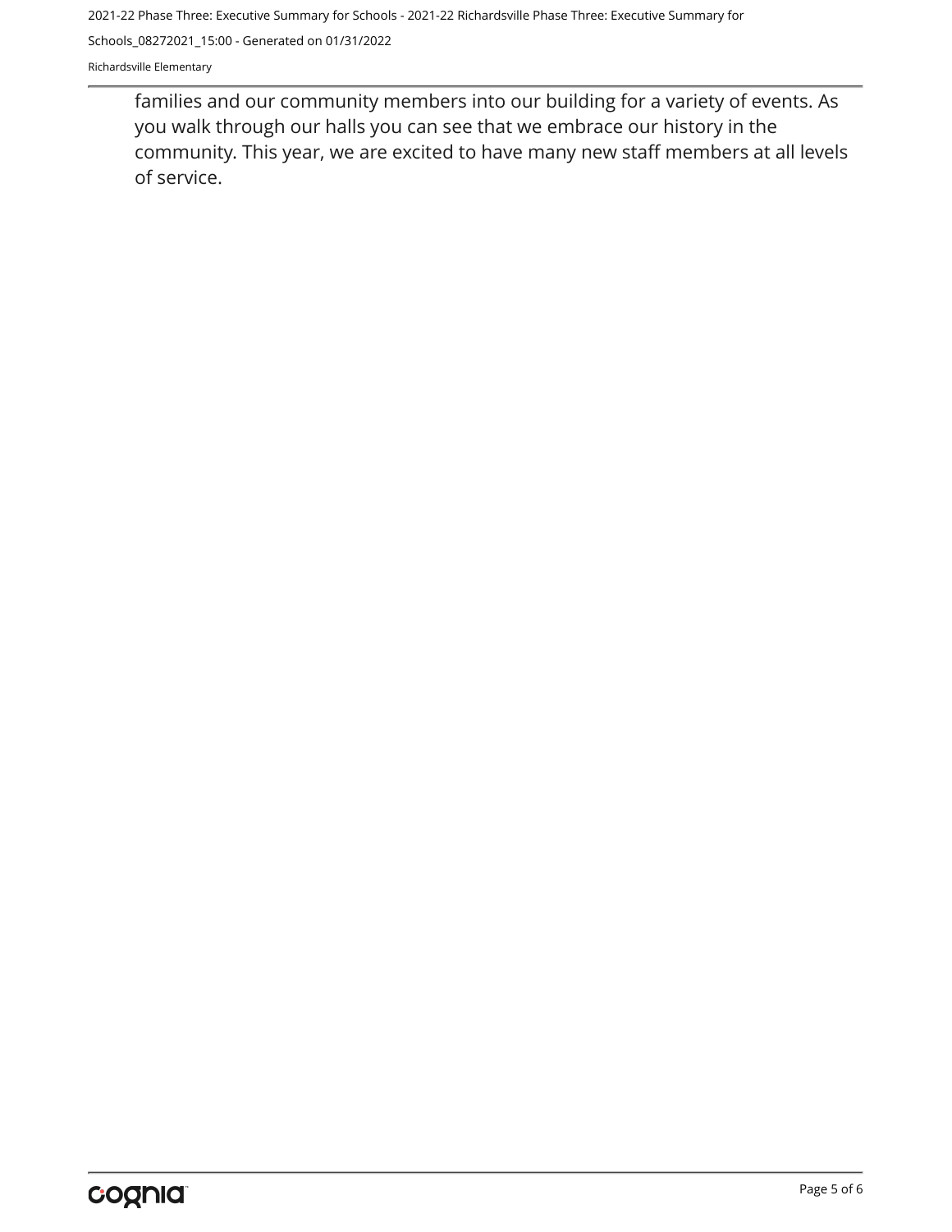families and our community members into our building for a variety of events. As you walk through our halls you can see that we embrace our history in the community. This year, we are excited to have many new staff members at all levels of service.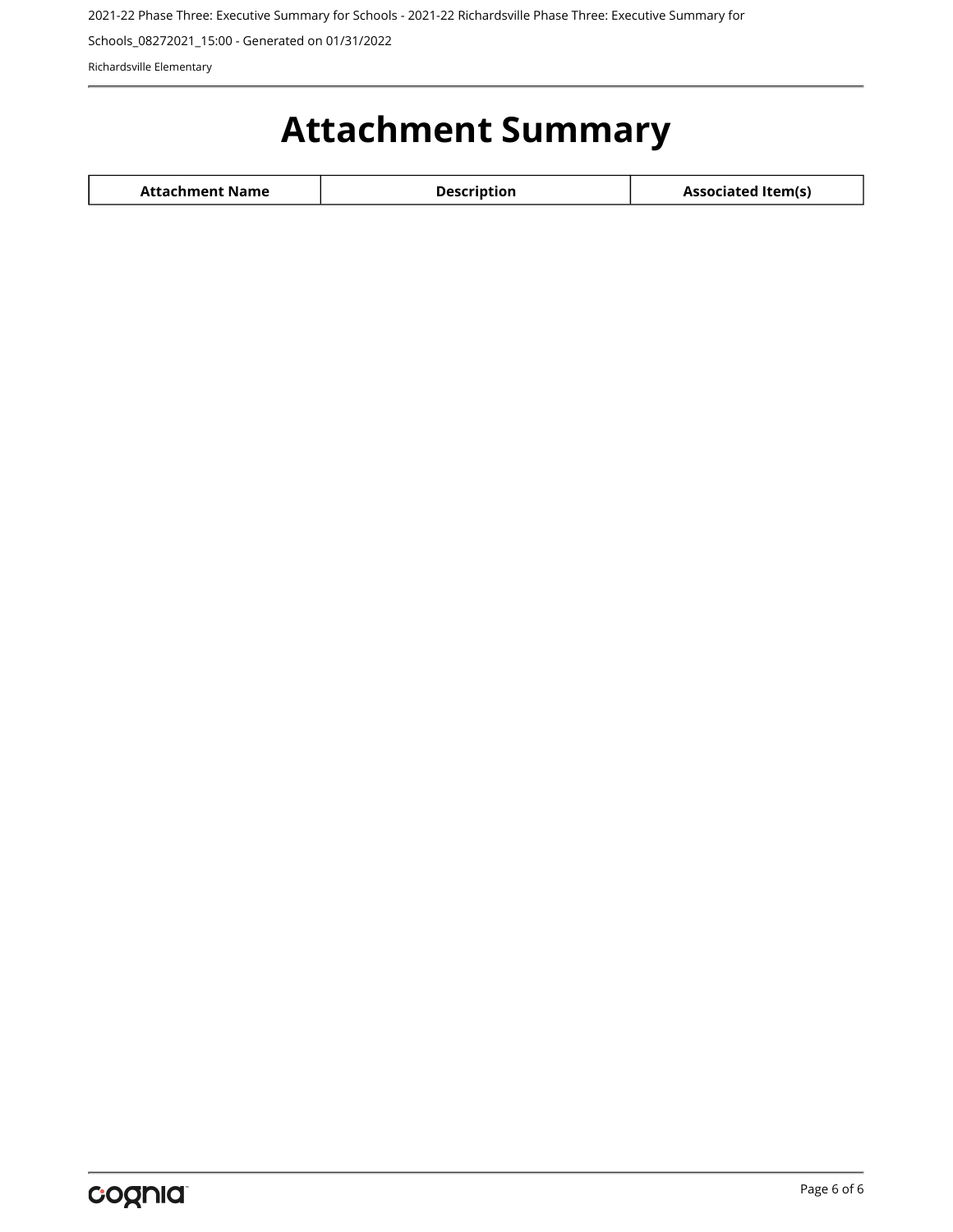# Attachment Summary

| Attachment Name | Description | Associated Item(s) |
|---|---|---|